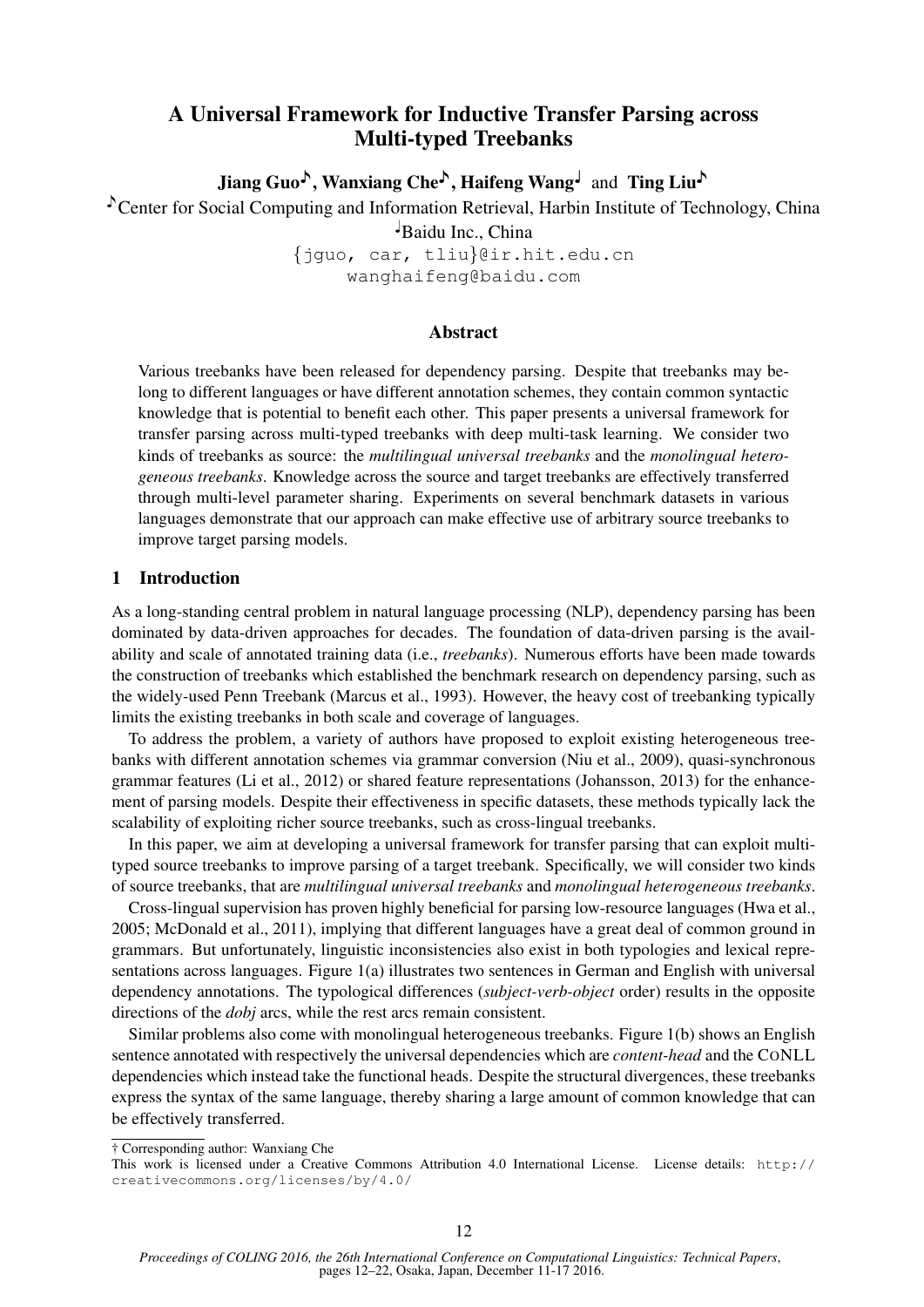# A Universal Framework for Inductive Transfer Parsing across Multi-typed Treebanks

**Jiang Guo**[♪], **Wanxiang Che**[♪], **Haifeng Wang**[♩] and **Ting Liu**[♪]

[♪]Center for Social Computing and Information Retrieval, Harbin Institute of Technology, China

[♩]Baidu Inc., China

{jguo, car, tliu}@ir.hit.edu.cn

wanghaifeng@baidu.com

## Abstract

Various treebanks have been released for dependency parsing. Despite that treebanks may belong to different languages or have different annotation schemes, they contain common syntactic knowledge that is potential to benefit each other. This paper presents a universal framework for transfer parsing across multi-typed treebanks with deep multi-task learning. We consider two kinds of treebanks as source: the *multilingual universal treebanks* and the *monolingual heterogeneous treebanks*. Knowledge across the source and target treebanks are effectively transferred through multi-level parameter sharing. Experiments on several benchmark datasets in various languages demonstrate that our approach can make effective use of arbitrary source treebanks to improve target parsing models.

## 1 Introduction

As a long-standing central problem in natural language processing (NLP), dependency parsing has been dominated by data-driven approaches for decades. The foundation of data-driven parsing is the availability and scale of annotated training data (i.e., *treebanks*). Numerous efforts have been made towards the construction of treebanks which established the benchmark research on dependency parsing, such as the widely-used Penn Treebank (Marcus et al., 1993). However, the heavy cost of treebanking typically limits the existing treebanks in both scale and coverage of languages.

To address the problem, a variety of authors have proposed to exploit existing heterogeneous treebanks with different annotation schemes via grammar conversion (Niu et al., 2009), quasi-synchronous grammar features (Li et al., 2012) or shared feature representations (Johansson, 2013) for the enhancement of parsing models. Despite their effectiveness in specific datasets, these methods typically lack the scalability of exploiting richer source treebanks, such as cross-lingual treebanks.

In this paper, we aim at developing a universal framework for transfer parsing that can exploit multi-typed source treebanks to improve parsing of a target treebank. Specifically, we will consider two kinds of source treebanks, that are *multilingual universal treebanks* and *monolingual heterogeneous treebanks*.

Cross-lingual supervision has proven highly beneficial for parsing low-resource languages (Hwa et al., 2005; McDonald et al., 2011), implying that different languages have a great deal of common ground in grammars. But unfortunately, linguistic inconsistencies also exist in both typologies and lexical representations across languages. Figure 1(a) illustrates two sentences in German and English with universal dependency annotations. The typological differences (*subject-verb-object* order) results in the opposite directions of the *dobj* arcs, while the rest arcs remain consistent.

Similar problems also come with monolingual heterogeneous treebanks. Figure 1(b) shows an English sentence annotated with respectively the universal dependencies which are *content-head* and the CoNLL dependencies which instead take the functional heads. Despite the structural divergences, these treebanks express the syntax of the same language, thereby sharing a large amount of common knowledge that can be effectively transferred.

† Corresponding author: Wanxiang Che

This work is licensed under a Creative Commons Attribution 4.0 International License. License details: http://creativecommons.org/licenses/by/4.0/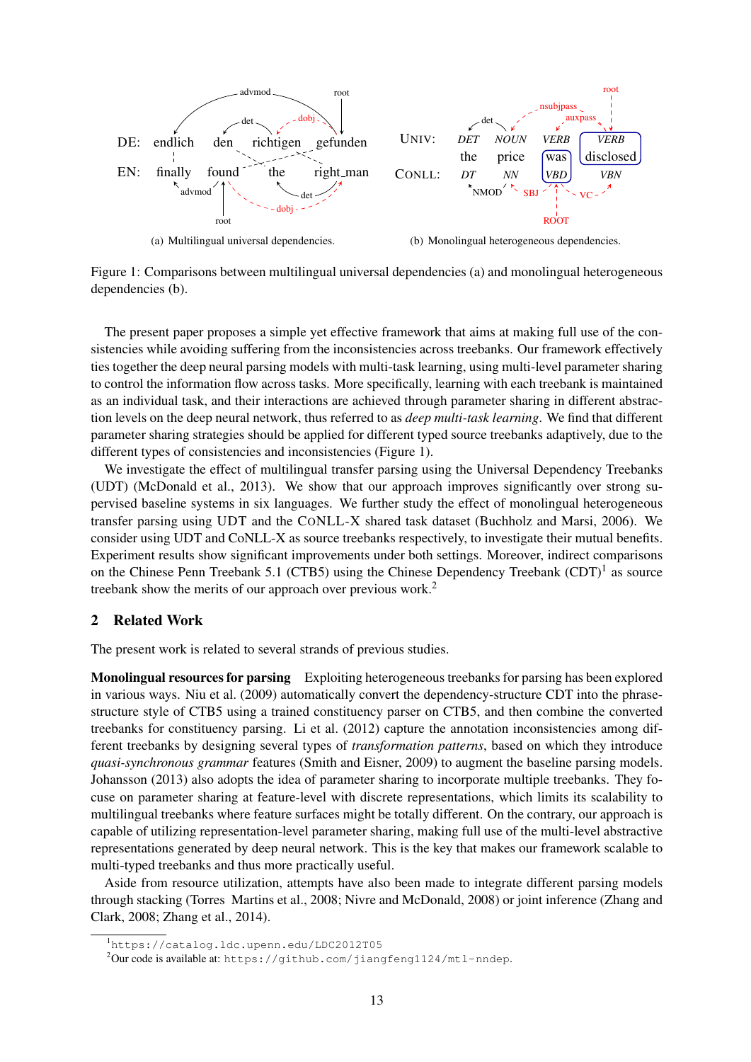DE: endlich den richtigen gefunden

EN: finally found the right_man

(a) Multilingual universal dependencies.

UNIV: DET NOUN VERB VERB

the price was disclosed

CONLL: DT NN VBD VBN

(b) Monolingual heterogeneous dependencies.

Figure 1: Comparisons between multilingual universal dependencies (a) and monolingual heterogeneous dependencies (b).

The present paper proposes a simple yet effective framework that aims at making full use of the consistencies while avoiding suffering from the inconsistencies across treebanks. Our framework effectively ties together the deep neural parsing models with multi-task learning, using multi-level parameter sharing to control the information flow across tasks. More specifically, learning with each treebank is maintained as an individual task, and their interactions are achieved through parameter sharing in different abstraction levels on the deep neural network, thus referred to as *deep multi-task learning*. We find that different parameter sharing strategies should be applied for different typed source treebanks adaptively, due to the different types of consistencies and inconsistencies (Figure 1).

We investigate the effect of multilingual transfer parsing using the Universal Dependency Treebanks (UDT) (McDonald et al., 2013). We show that our approach improves significantly over strong supervised baseline systems in six languages. We further study the effect of monolingual heterogeneous transfer parsing using UDT and the CoNLL-X shared task dataset (Buchholz and Marsi, 2006). We consider using UDT and CoNLL-X as source treebanks respectively, to investigate their mutual benefits. Experiment results show significant improvements under both settings. Moreover, indirect comparisons on the Chinese Penn Treebank 5.1 (CTB5) using the Chinese Dependency Treebank (CDT)[1] as source treebank show the merits of our approach over previous work.[2]

## 2 Related Work

The present work is related to several strands of previous studies.

**Monolingual resources for parsing** Exploiting heterogeneous treebanks for parsing has been explored in various ways. Niu et al. (2009) automatically convert the dependency-structure CDT into the phrase-structure style of CTB5 using a trained constituency parser on CTB5, and then combine the converted treebanks for constituency parsing. Li et al. (2012) capture the annotation inconsistencies among different treebanks by designing several types of *transformation patterns*, based on which they introduce *quasi-synchronous grammar* features (Smith and Eisner, 2009) to augment the baseline parsing models. Johansson (2013) also adopts the idea of parameter sharing to incorporate multiple treebanks. They focuse on parameter sharing at feature-level with discrete representations, which limits its scalability to multilingual treebanks where feature surfaces might be totally different. On the contrary, our approach is capable of utilizing representation-level parameter sharing, making full use of the multi-level abstractive representations generated by deep neural network. This is the key that makes our framework scalable to multi-typed treebanks and thus more practically useful.

Aside from resource utilization, attempts have also been made to integrate different parsing models through stacking (Torres Martins et al., 2008; Nivre and McDonald, 2008) or joint inference (Zhang and Clark, 2008; Zhang et al., 2014).

[1] https://catalog.ldc.upenn.edu/LDC2012T05

[2] Our code is available at: https://github.com/jiangfeng1124/mtl-nndep.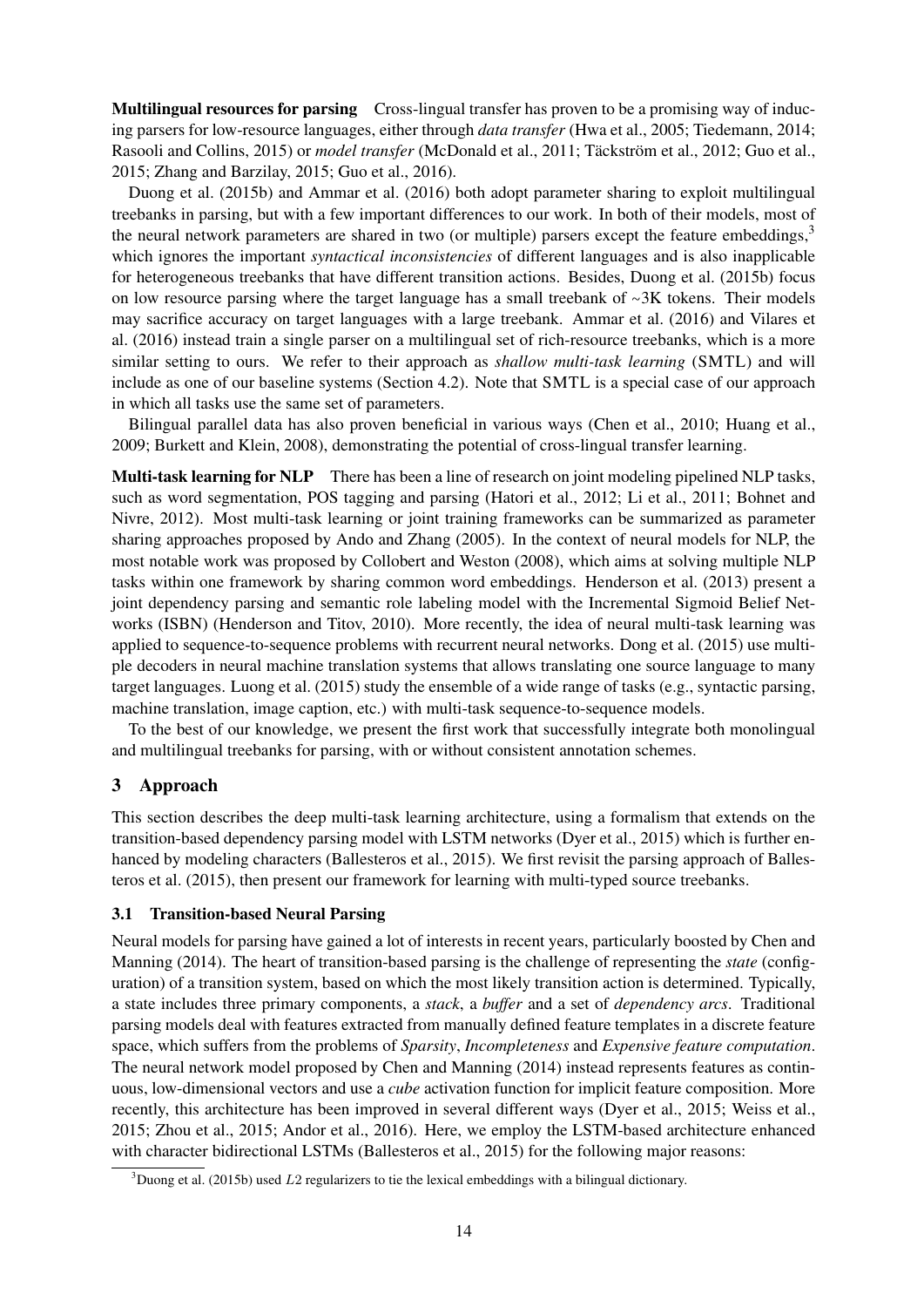**Multilingual resources for parsing** Cross-lingual transfer has proven to be a promising way of inducing parsers for low-resource languages, either through *data transfer* (Hwa et al., 2005; Tiedemann, 2014; Rasooli and Collins, 2015) or *model transfer* (McDonald et al., 2011; Täckström et al., 2012; Guo et al., 2015; Zhang and Barzilay, 2015; Guo et al., 2016).

Duong et al. (2015b) and Ammar et al. (2016) both adopt parameter sharing to exploit multilingual treebanks in parsing, but with a few important differences to our work. In both of their models, most of the neural network parameters are shared in two (or multiple) parsers except the feature embeddings,[3] which ignores the important *syntactical inconsistencies* of different languages and is also inapplicable for heterogeneous treebanks that have different transition actions. Besides, Duong et al. (2015b) focus on low resource parsing where the target language has a small treebank of ~3K tokens. Their models may sacrifice accuracy on target languages with a large treebank. Ammar et al. (2016) and Vilares et al. (2016) instead train a single parser on a multilingual set of rich-resource treebanks, which is a more similar setting to ours. We refer to their approach as *shallow multi-task learning* (SMTL) and will include as one of our baseline systems (Section 4.2). Note that SMTL is a special case of our approach in which all tasks use the same set of parameters.

Bilingual parallel data has also proven beneficial in various ways (Chen et al., 2010; Huang et al., 2009; Burkett and Klein, 2008), demonstrating the potential of cross-lingual transfer learning.

**Multi-task learning for NLP** There has been a line of research on joint modeling pipelined NLP tasks, such as word segmentation, POS tagging and parsing (Hatori et al., 2012; Li et al., 2011; Bohnet and Nivre, 2012). Most multi-task learning or joint training frameworks can be summarized as parameter sharing approaches proposed by Ando and Zhang (2005). In the context of neural models for NLP, the most notable work was proposed by Collobert and Weston (2008), which aims at solving multiple NLP tasks within one framework by sharing common word embeddings. Henderson et al. (2013) present a joint dependency parsing and semantic role labeling model with the Incremental Sigmoid Belief Networks (ISBN) (Henderson and Titov, 2010). More recently, the idea of neural multi-task learning was applied to sequence-to-sequence problems with recurrent neural networks. Dong et al. (2015) use multiple decoders in neural machine translation systems that allows translating one source language to many target languages. Luong et al. (2015) study the ensemble of a wide range of tasks (e.g., syntactic parsing, machine translation, image caption, etc.) with multi-task sequence-to-sequence models.

To the best of our knowledge, we present the first work that successfully integrate both monolingual and multilingual treebanks for parsing, with or without consistent annotation schemes.

## 3 Approach

This section describes the deep multi-task learning architecture, using a formalism that extends on the transition-based dependency parsing model with LSTM networks (Dyer et al., 2015) which is further enhanced by modeling characters (Ballesteros et al., 2015). We first revisit the parsing approach of Ballesteros et al. (2015), then present our framework for learning with multi-typed source treebanks.

### 3.1 Transition-based Neural Parsing

Neural models for parsing have gained a lot of interests in recent years, particularly boosted by Chen and Manning (2014). The heart of transition-based parsing is the challenge of representing the *state* (configuration) of a transition system, based on which the most likely transition action is determined. Typically, a state includes three primary components, a *stack*, a *buffer* and a set of *dependency arcs*. Traditional parsing models deal with features extracted from manually defined feature templates in a discrete feature space, which suffers from the problems of *Sparsity*, *Incompleteness* and *Expensive feature computation*. The neural network model proposed by Chen and Manning (2014) instead represents features as continuous, low-dimensional vectors and use a *cube* activation function for implicit feature composition. More recently, this architecture has been improved in several different ways (Dyer et al., 2015; Weiss et al., 2015; Zhou et al., 2015; Andor et al., 2016). Here, we employ the LSTM-based architecture enhanced with character bidirectional LSTMs (Ballesteros et al., 2015) for the following major reasons:

[3] Duong et al. (2015b) used $L2$ regularizers to tie the lexical embeddings with a bilingual dictionary.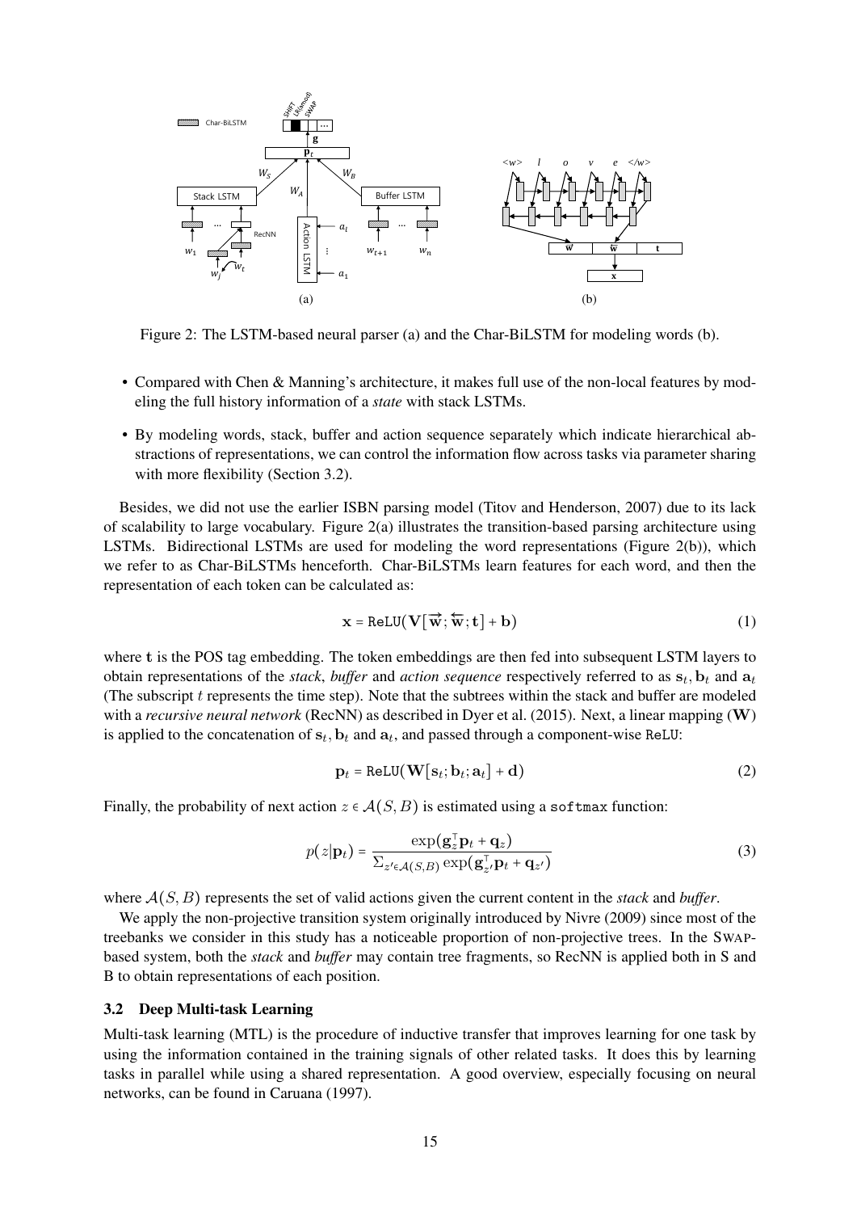Figure 2: The LSTM-based neural parser (a) and the Char-BiLSTM for modeling words (b).

- Compared with Chen & Manning's architecture, it makes full use of the non-local features by modeling the full history information of a *state* with stack LSTMs.
- By modeling words, stack, buffer and action sequence separately which indicate hierarchical abstractions of representations, we can control the information flow across tasks via parameter sharing with more flexibility (Section 3.2).

Besides, we did not use the earlier ISBN parsing model (Titov and Henderson, 2007) due to its lack of scalability to large vocabulary. Figure 2(a) illustrates the transition-based parsing architecture using LSTMs. Bidirectional LSTMs are used for modeling the word representations (Figure 2(b)), which we refer to as Char-BiLSTMs henceforth. Char-BiLSTMs learn features for each word, and then the representation of each token can be calculated as:

$$\mathbf{x} = \texttt{ReLU}(\mathbf{V}[\overrightarrow{\mathbf{w}}; \overleftarrow{\mathbf{w}}; \mathbf{t}] + \mathbf{b}) \tag{1}$$

where $\mathbf{t}$ is the POS tag embedding. The token embeddings are then fed into subsequent LSTM layers to obtain representations of the *stack*, *buffer* and *action sequence* respectively referred to as $\mathbf{s}_t, \mathbf{b}_t$ and $\mathbf{a}_t$ (The subscript $t$ represents the time step). Note that the subtrees within the stack and buffer are modeled with a *recursive neural network* (RecNN) as described in Dyer et al. (2015). Next, a linear mapping ($\mathbf{W}$) is applied to the concatenation of $\mathbf{s}_t, \mathbf{b}_t$ and $\mathbf{a}_t$, and passed through a component-wise ReLU:

$$\mathbf{p}_t = \texttt{ReLU}(\mathbf{W}[\mathbf{s}_t; \mathbf{b}_t; \mathbf{a}_t] + \mathbf{d}) \tag{2}$$

Finally, the probability of next action $z \in \mathcal{A}(S, B)$ is estimated using a softmax function:

$$p(z|\mathbf{p}_t) = \frac{\exp(\mathbf{g}_z^{\top}\mathbf{p}_t + \mathbf{q}_z)}{\Sigma_{z' \in \mathcal{A}(S,B)} \exp(\mathbf{g}_{z'}^{\top}\mathbf{p}_t + \mathbf{q}_{z'})} \tag{3}$$

where $\mathcal{A}(S, B)$ represents the set of valid actions given the current content in the *stack* and *buffer*.

We apply the non-projective transition system originally introduced by Nivre (2009) since most of the treebanks we consider in this study has a noticeable proportion of non-projective trees. In the SWAP-based system, both the *stack* and *buffer* may contain tree fragments, so RecNN is applied both in S and B to obtain representations of each position.

### 3.2 Deep Multi-task Learning

Multi-task learning (MTL) is the procedure of inductive transfer that improves learning for one task by using the information contained in the training signals of other related tasks. It does this by learning tasks in parallel while using a shared representation. A good overview, especially focusing on neural networks, can be found in Caruana (1997).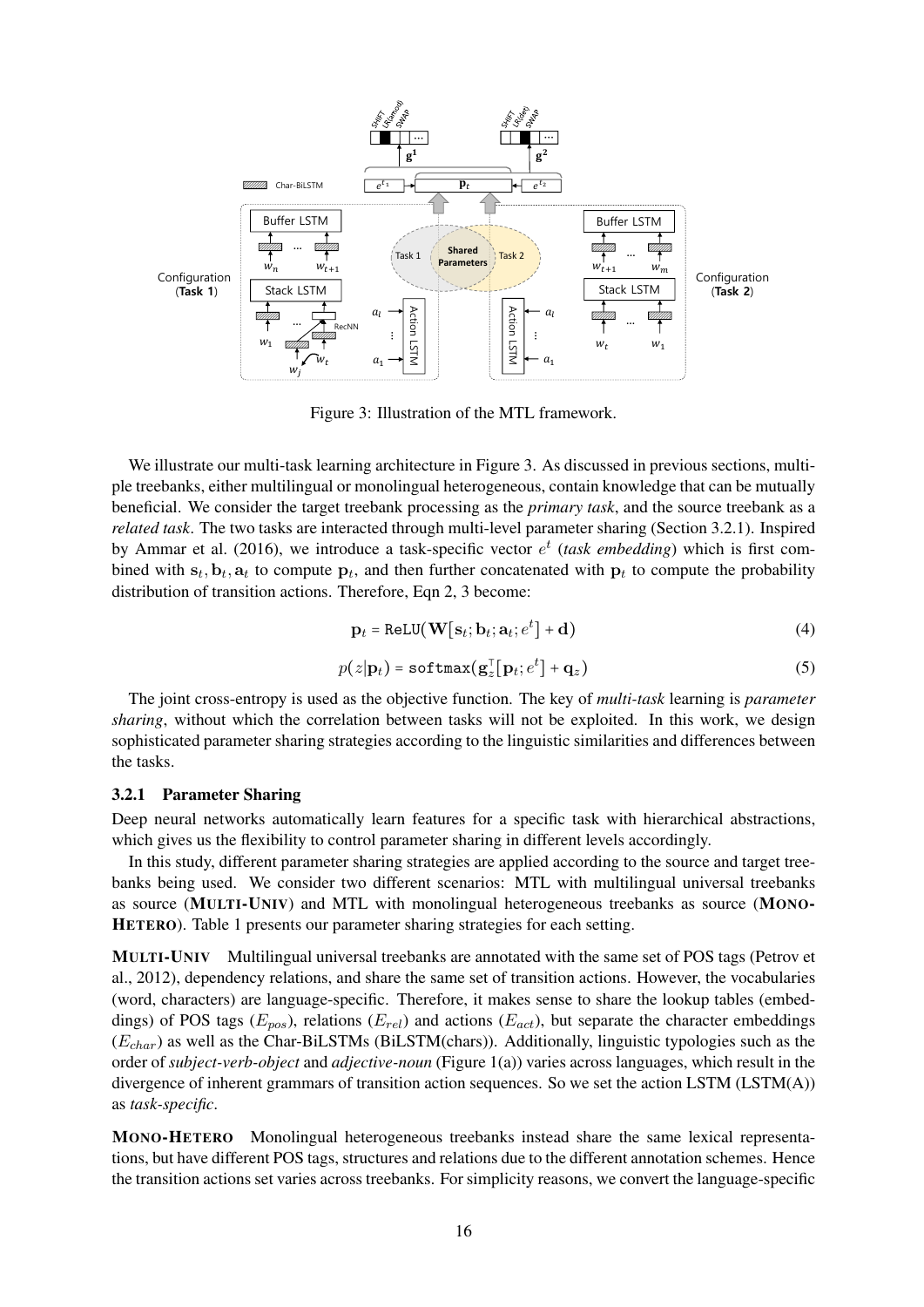Figure 3: Illustration of the MTL framework.

We illustrate our multi-task learning architecture in Figure 3. As discussed in previous sections, multiple treebanks, either multilingual or monolingual heterogeneous, contain knowledge that can be mutually beneficial. We consider the target treebank processing as the *primary task*, and the source treebank as a *related task*. The two tasks are interacted through multi-level parameter sharing (Section 3.2.1). Inspired by Ammar et al. (2016), we introduce a task-specific vector $e^t$ (*task embedding*) which is first combined with $\mathbf{s}_t, \mathbf{b}_t, \mathbf{a}_t$ to compute $\mathbf{p}_t$, and then further concatenated with $\mathbf{p}_t$ to compute the probability distribution of transition actions. Therefore, Eqn 2, 3 become:

$$\mathbf{p}_t = \texttt{ReLU}(\mathbf{W}[\mathbf{s}_t; \mathbf{b}_t; \mathbf{a}_t; e^t] + \mathbf{d}) \tag{4}$$

$$p(z|\mathbf{p}_t) = \texttt{softmax}(\mathbf{g}_z^\top[\mathbf{p}_t; e^t] + \mathbf{q}_z) \tag{5}$$

The joint cross-entropy is used as the objective function. The key of *multi-task* learning is *parameter sharing*, without which the correlation between tasks will not be exploited. In this work, we design sophisticated parameter sharing strategies according to the linguistic similarities and differences between the tasks.

### 3.2.1 Parameter Sharing

Deep neural networks automatically learn features for a specific task with hierarchical abstractions, which gives us the flexibility to control parameter sharing in different levels accordingly.

In this study, different parameter sharing strategies are applied according to the source and target treebanks being used. We consider two different scenarios: MTL with multilingual universal treebanks as source (**MULTI-UNIV**) and MTL with monolingual heterogeneous treebanks as source (**MONO-HETERO**). Table 1 presents our parameter sharing strategies for each setting.

**MULTI-UNIV** Multilingual universal treebanks are annotated with the same set of POS tags (Petrov et al., 2012), dependency relations, and share the same set of transition actions. However, the vocabularies (word, characters) are language-specific. Therefore, it makes sense to share the lookup tables (embeddings) of POS tags ($E_{pos}$), relations ($E_{rel}$) and actions ($E_{act}$), but separate the character embeddings ($E_{char}$) as well as the Char-BiLSTMs (BiLSTM(chars)). Additionally, linguistic typologies such as the order of *subject-verb-object* and *adjective-noun* (Figure 1(a)) varies across languages, which result in the divergence of inherent grammars of transition action sequences. So we set the action LSTM (LSTM(A)) as *task-specific*.

**MONO-HETERO** Monolingual heterogeneous treebanks instead share the same lexical representations, but have different POS tags, structures and relations due to the different annotation schemes. Hence the transition actions set varies across treebanks. For simplicity reasons, we convert the language-specific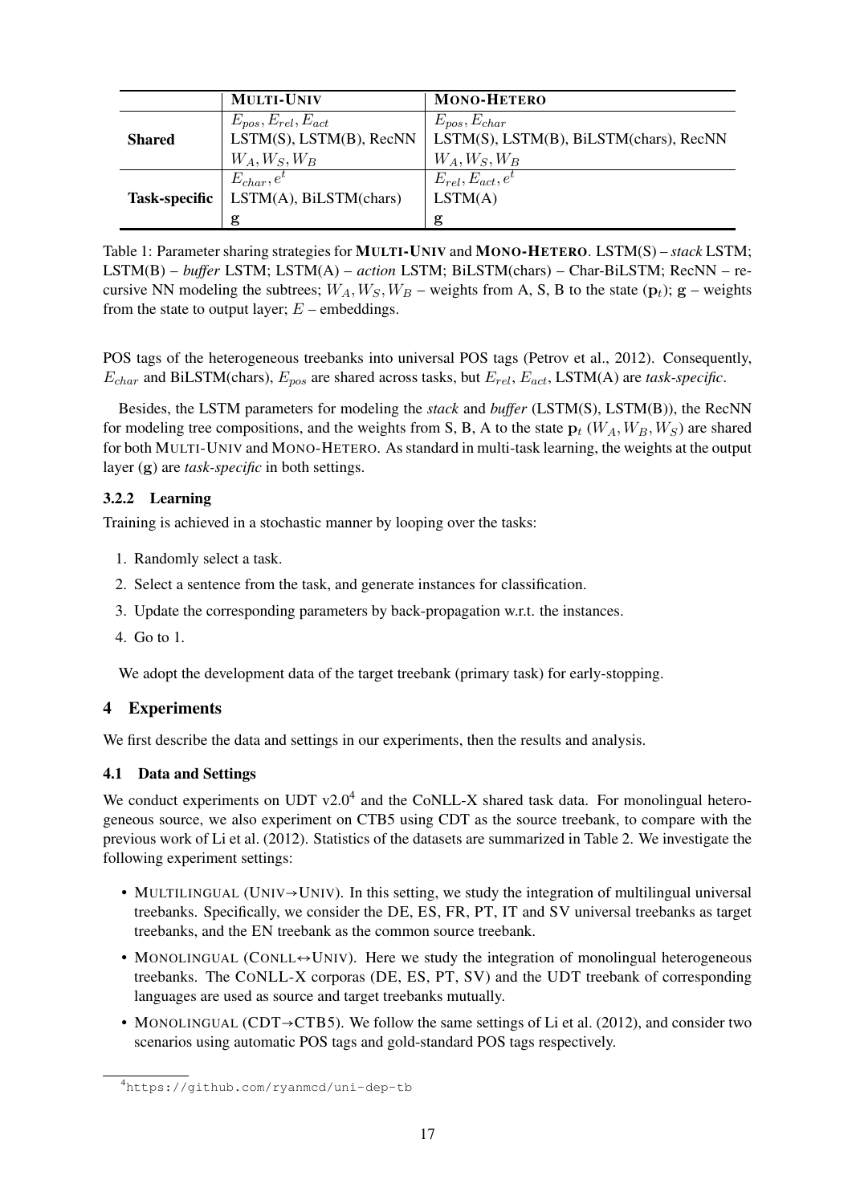| | **Multi-Univ** | **Mono-Hetero** |
|---|---|---|
| **Shared** | $E_{pos}, E_{rel}, E_{act}$ | $E_{pos}, E_{char}$ |
| | LSTM(S), LSTM(B), RecNN | LSTM(S), LSTM(B), BiLSTM(chars), RecNN |
| | $W_A, W_S, W_B$ | $W_A, W_S, W_B$ |
| **Task-specific** | $E_{char}, e^t$ | $E_{rel}, E_{act}, e^t$ |
| | LSTM(A), BiLSTM(chars) | LSTM(A) |
| | $\mathbf{g}$ | $\mathbf{g}$ |

Table 1: Parameter sharing strategies for **Multi-Univ** and **Mono-Hetero**. LSTM(S) – *stack* LSTM; LSTM(B) – *buffer* LSTM; LSTM(A) – *action* LSTM; BiLSTM(chars) – Char-BiLSTM; RecNN – recursive NN modeling the subtrees; $W_A, W_S, W_B$ – weights from A, S, B to the state ($\mathbf{p}_t$); $\mathbf{g}$ – weights from the state to output layer; $E$ – embeddings.

POS tags of the heterogeneous treebanks into universal POS tags (Petrov et al., 2012). Consequently, $E_{char}$ and BiLSTM(chars), $E_{pos}$ are shared across tasks, but $E_{rel}$, $E_{act}$, LSTM(A) are *task-specific*.

Besides, the LSTM parameters for modeling the *stack* and *buffer* (LSTM(S), LSTM(B)), the RecNN for modeling tree compositions, and the weights from S, B, A to the state $\mathbf{p}_t$ ($W_A, W_B, W_S$) are shared for both Multi-Univ and Mono-Hetero. As standard in multi-task learning, the weights at the output layer ($\mathbf{g}$) are *task-specific* in both settings.

### 3.2.2 Learning

Training is achieved in a stochastic manner by looping over the tasks:

1. Randomly select a task.
2. Select a sentence from the task, and generate instances for classification.
3. Update the corresponding parameters by back-propagation w.r.t. the instances.
4. Go to 1.

We adopt the development data of the target treebank (primary task) for early-stopping.

## 4 Experiments

We first describe the data and settings in our experiments, then the results and analysis.

### 4.1 Data and Settings

We conduct experiments on UDT v2.0[4] and the CoNLL-X shared task data. For monolingual heterogeneous source, we also experiment on CTB5 using CDT as the source treebank, to compare with the previous work of Li et al. (2012). Statistics of the datasets are summarized in Table 2. We investigate the following experiment settings:

- Multilingual (Univ→Univ). In this setting, we study the integration of multilingual universal treebanks. Specifically, we consider the DE, ES, FR, PT, IT and SV universal treebanks as target treebanks, and the EN treebank as the common source treebank.
- Monolingual (CoNLL↔Univ). Here we study the integration of monolingual heterogeneous treebanks. The CoNLL-X corporas (DE, ES, PT, SV) and the UDT treebank of corresponding languages are used as source and target treebanks mutually.
- Monolingual (CDT→CTB5). We follow the same settings of Li et al. (2012), and consider two scenarios using automatic POS tags and gold-standard POS tags respectively.

[4] https://github.com/ryanmcd/uni-dep-tb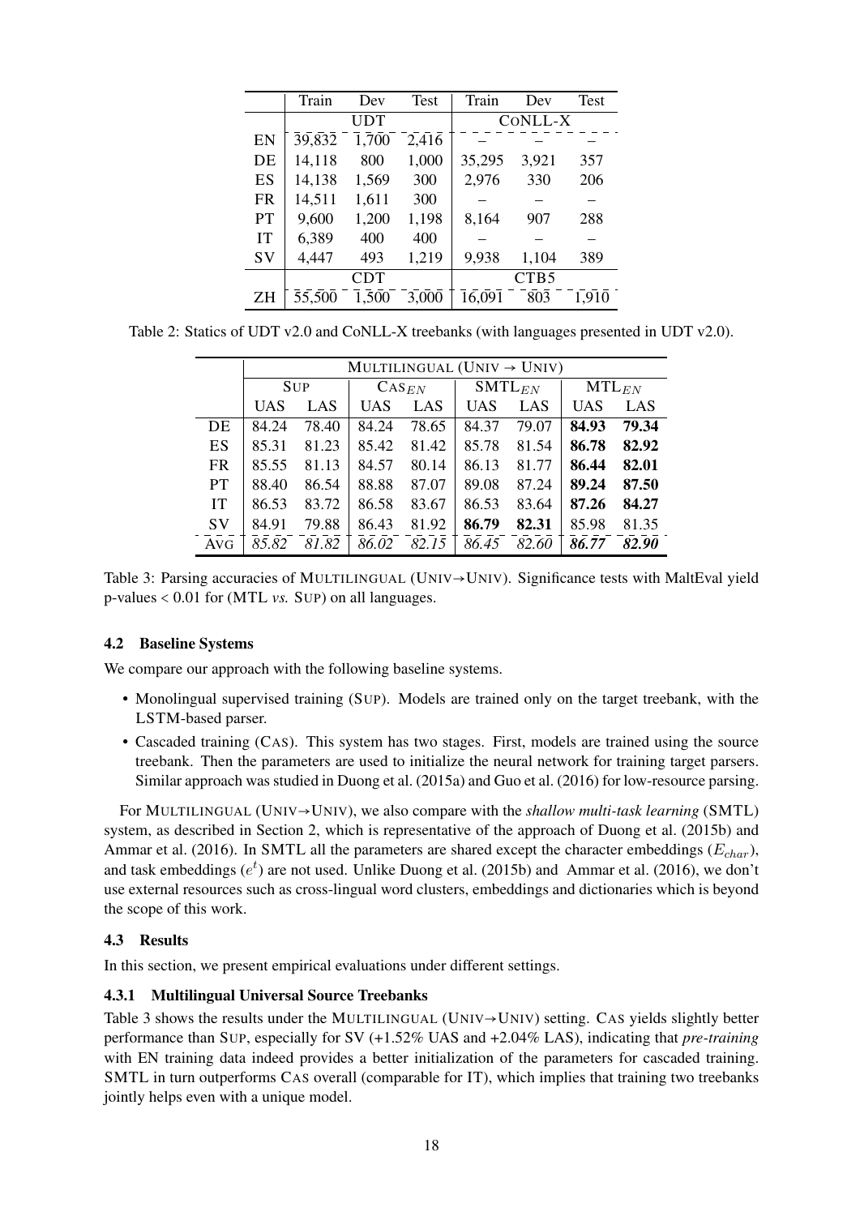| | Train | Dev | Test | Train | Dev | Test |
|---|---|---|---|---|---|---|
| | UDT | | | CoNLL-X | | |
| EN | 39,832 | 1,700 | 2,416 | – | – | – |
| DE | 14,118 | 800 | 1,000 | 35,295 | 3,921 | 357 |
| ES | 14,138 | 1,569 | 300 | 2,976 | 330 | 206 |
| FR | 14,511 | 1,611 | 300 | – | – | – |
| PT | 9,600 | 1,200 | 1,198 | 8,164 | 907 | 288 |
| IT | 6,389 | 400 | 400 | – | – | – |
| SV | 4,447 | 493 | 1,219 | 9,938 | 1,104 | 389 |
| | CDT | | | CTB5 | | |
| ZH | 55,500 | 1,500 | 3,000 | 16,091 | 803 | 1,910 |

Table 2: Statics of UDT v2.0 and CoNLL-X treebanks (with languages presented in UDT v2.0).

| | MULTILINGUAL (UNIV → UNIV) | | | | | | | |
|---|---|---|---|---|---|---|---|---|
| | SUP | | $\text{CAS}_{EN}$ | | $\text{SMTL}_{EN}$ | | $\text{MTL}_{EN}$ | |
| | UAS | LAS | UAS | LAS | UAS | LAS | UAS | LAS |
| DE | 84.24 | 78.40 | 84.24 | 78.65 | 84.37 | 79.07 | **84.93** | **79.34** |
| ES | 85.31 | 81.23 | 85.42 | 81.42 | 85.78 | 81.54 | **86.78** | **82.92** |
| FR | 85.55 | 81.13 | 84.57 | 80.14 | 86.13 | 81.77 | **86.44** | **82.01** |
| PT | 88.40 | 86.54 | 88.88 | 87.07 | 89.08 | 87.24 | **89.24** | **87.50** |
| IT | 86.53 | 83.72 | 86.58 | 83.67 | 86.53 | 83.64 | **87.26** | **84.27** |
| SV | 84.91 | 79.88 | 86.43 | 81.92 | **86.79** | **82.31** | 85.98 | 81.35 |
| AVG | *85.82* | *81.82* | *86.02* | *82.15* | *86.45* | *82.60* | ***86.77*** | ***82.90*** |

Table 3: Parsing accuracies of MULTILINGUAL (UNIV→UNIV). Significance tests with MaltEval yield p-values < 0.01 for (MTL *vs.* SUP) on all languages.

### 4.2 Baseline Systems

We compare our approach with the following baseline systems.

- Monolingual supervised training (SUP). Models are trained only on the target treebank, with the LSTM-based parser.
- Cascaded training (CAS). This system has two stages. First, models are trained using the source treebank. Then the parameters are used to initialize the neural network for training target parsers. Similar approach was studied in Duong et al. (2015a) and Guo et al. (2016) for low-resource parsing.

For MULTILINGUAL (UNIV→UNIV), we also compare with the *shallow multi-task learning* (SMTL) system, as described in Section 2, which is representative of the approach of Duong et al. (2015b) and Ammar et al. (2016). In SMTL all the parameters are shared except the character embeddings ($E_{char}$), and task embeddings ($e^t$) are not used. Unlike Duong et al. (2015b) and Ammar et al. (2016), we don't use external resources such as cross-lingual word clusters, embeddings and dictionaries which is beyond the scope of this work.

### 4.3 Results

In this section, we present empirical evaluations under different settings.

#### 4.3.1 Multilingual Universal Source Treebanks

Table 3 shows the results under the MULTILINGUAL (UNIV→UNIV) setting. CAS yields slightly better performance than SUP, especially for SV (+1.52% UAS and +2.04% LAS), indicating that *pre-training* with EN training data indeed provides a better initialization of the parameters for cascaded training. SMTL in turn outperforms CAS overall (comparable for IT), which implies that training two treebanks jointly helps even with a unique model.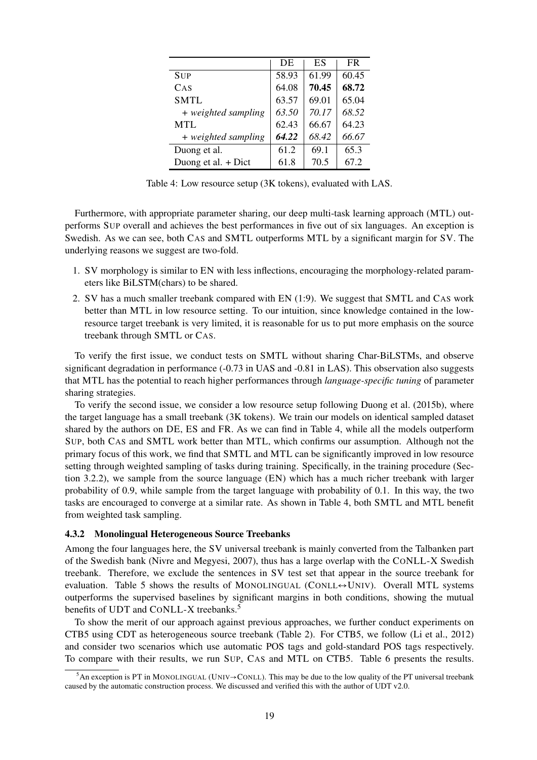| | DE | ES | FR |
|---|---|---|---|
| SUP | 58.93 | 61.99 | 60.45 |
| CAS | 64.08 | **70.45** | **68.72** |
| SMTL | 63.57 | 69.01 | 65.04 |
| *+ weighted sampling* | *63.50* | *70.17* | *68.52* |
| MTL | 62.43 | 66.67 | 64.23 |
| *+ weighted sampling* | ***64.22*** | *68.42* | *66.67* |
| Duong et al. | 61.2 | 69.1 | 65.3 |
| Duong et al. + Dict | 61.8 | 70.5 | 67.2 |

Table 4: Low resource setup (3K tokens), evaluated with LAS.

Furthermore, with appropriate parameter sharing, our deep multi-task learning approach (MTL) outperforms SUP overall and achieves the best performances in five out of six languages. An exception is Swedish. As we can see, both CAS and SMTL outperforms MTL by a significant margin for SV. The underlying reasons we suggest are two-fold.

1. SV morphology is similar to EN with less inflections, encouraging the morphology-related parameters like BiLSTM(chars) to be shared.
2. SV has a much smaller treebank compared with EN (1:9). We suggest that SMTL and CAS work better than MTL in low resource setting. To our intuition, since knowledge contained in the low-resource target treebank is very limited, it is reasonable for us to put more emphasis on the source treebank through SMTL or CAS.

To verify the first issue, we conduct tests on SMTL without sharing Char-BiLSTMs, and observe significant degradation in performance (-0.73 in UAS and -0.81 in LAS). This observation also suggests that MTL has the potential to reach higher performances through *language-specific tuning* of parameter sharing strategies.

To verify the second issue, we consider a low resource setup following Duong et al. (2015b), where the target language has a small treebank (3K tokens). We train our models on identical sampled dataset shared by the authors on DE, ES and FR. As we can find in Table 4, while all the models outperform SUP, both CAS and SMTL work better than MTL, which confirms our assumption. Although not the primary focus of this work, we find that SMTL and MTL can be significantly improved in low resource setting through weighted sampling of tasks during training. Specifically, in the training procedure (Section 3.2.2), we sample from the source language (EN) which has a much richer treebank with larger probability of 0.9, while sample from the target language with probability of 0.1. In this way, the two tasks are encouraged to converge at a similar rate. As shown in Table 4, both SMTL and MTL benefit from weighted task sampling.

### 4.3.2 Monolingual Heterogeneous Source Treebanks

Among the four languages here, the SV universal treebank is mainly converted from the Talbanken part of the Swedish bank (Nivre and Megyesi, 2007), thus has a large overlap with the CONLL-X Swedish treebank. Therefore, we exclude the sentences in SV test set that appear in the source treebank for evaluation. Table 5 shows the results of MONOLINGUAL (CONLL↔UNIV). Overall MTL systems outperforms the supervised baselines by significant margins in both conditions, showing the mutual benefits of UDT and CONLL-X treebanks.[5]

To show the merit of our approach against previous approaches, we further conduct experiments on CTB5 using CDT as heterogeneous source treebank (Table 2). For CTB5, we follow (Li et al., 2012) and consider two scenarios which use automatic POS tags and gold-standard POS tags respectively. To compare with their results, we run SUP, CAS and MTL on CTB5. Table 6 presents the results.

[5] An exception is PT in MONOLINGUAL (UNIV→CONLL). This may be due to the low quality of the PT universal treebank caused by the automatic construction process. We discussed and verified this with the author of UDT v2.0.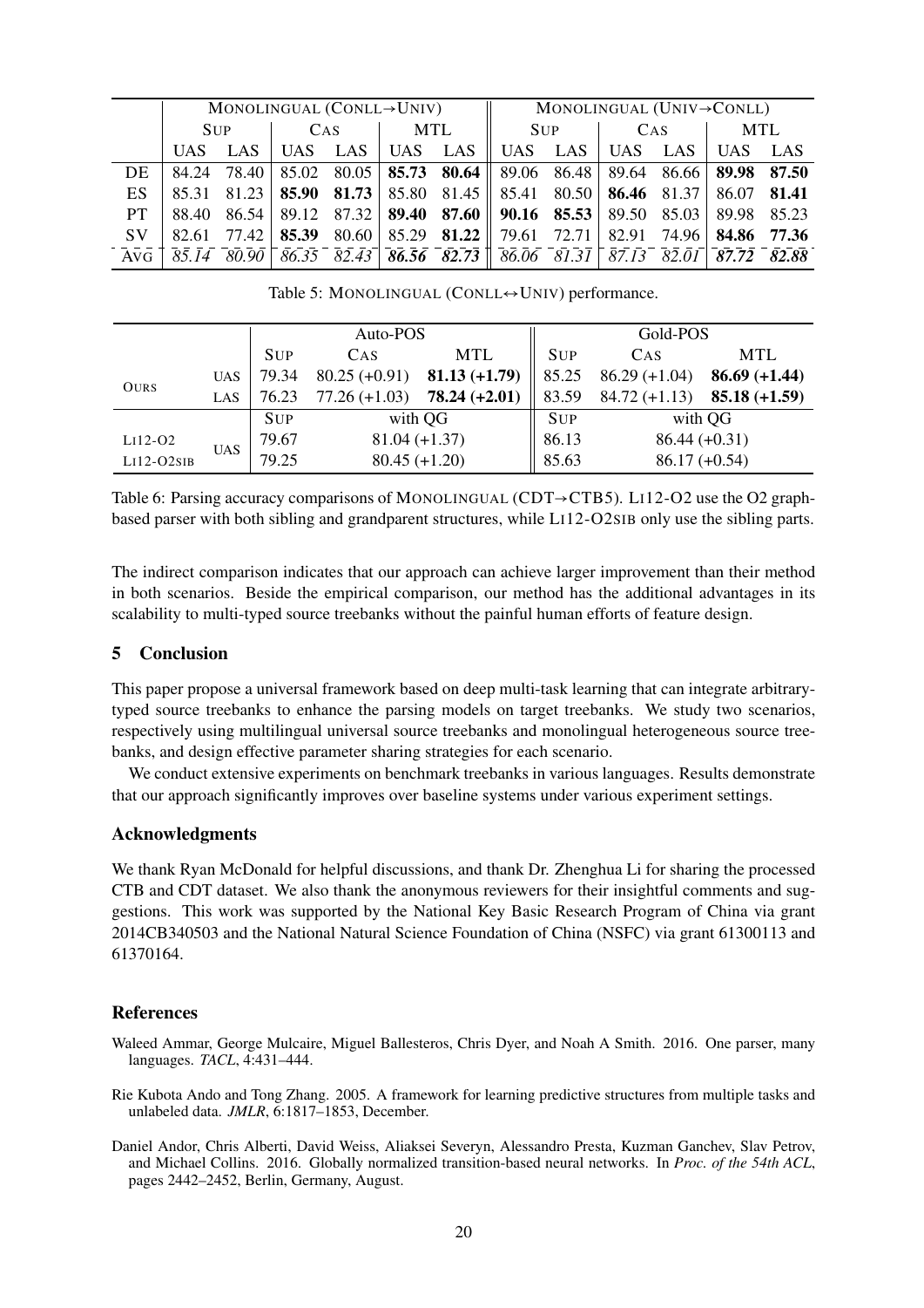| | MONOLINGUAL (CONLL→UNIV) | | | | | | MONOLINGUAL (UNIV→CONLL) | | | | | |
|---|---|---|---|---|---|---|---|---|---|---|---|---|
| | SUP | | CAS | | MTL | | SUP | | CAS | | MTL | |
| | UAS | LAS | UAS | LAS | UAS | LAS | UAS | LAS | UAS | LAS | UAS | LAS |
| DE | 84.24 | 78.40 | 85.02 | 80.05 | **85.73** | **80.64** | 89.06 | 86.48 | 89.64 | 86.66 | **89.98** | **87.50** |
| ES | 85.31 | 81.23 | **85.90** | **81.73** | 85.80 | 81.45 | 85.41 | 80.50 | **86.46** | 81.37 | 86.07 | **81.41** |
| PT | 88.40 | 86.54 | 89.12 | 87.32 | **89.40** | **87.60** | **90.16** | **85.53** | 89.50 | 85.03 | 89.98 | 85.23 |
| SV | 82.61 | 77.42 | **85.39** | 80.60 | 85.29 | **81.22** | 79.61 | 72.71 | 82.91 | 74.96 | **84.86** | **77.36** |
| AVG | *85.14* | *80.90* | *86.35* | *82.43* | ***86.56*** | ***82.73*** | *86.06* | *81.31* | *87.13* | *82.01* | ***87.72*** | ***82.88*** |

Table 5: MONOLINGUAL (CONLL↔UNIV) performance.

| | | Auto-POS | | | Gold-POS | | |
|---|---|---|---|---|---|---|---|
| | | SUP | CAS | MTL | SUP | CAS | MTL |
| OURS | UAS | 79.34 | 80.25 (+0.91) | **81.13 (+1.79)** | 85.25 | 86.29 (+1.04) | **86.69 (+1.44)** |
| | LAS | 76.23 | 77.26 (+1.03) | **78.24 (+2.01)** | 83.59 | 84.72 (+1.13) | **85.18 (+1.59)** |
| | | SUP | with QG | | SUP | with QG | |
| LI12-O2 | UAS | 79.67 | 81.04 (+1.37) | | 86.13 | 86.44 (+0.31) | |
| LI12-O2SIB | | 79.25 | 80.45 (+1.20) | | 85.63 | 86.17 (+0.54) | |

Table 6: Parsing accuracy comparisons of MONOLINGUAL (CDT→CTB5). LI12-O2 use the O2 graph-based parser with both sibling and grandparent structures, while LI12-O2SIB only use the sibling parts.

The indirect comparison indicates that our approach can achieve larger improvement than their method in both scenarios. Beside the empirical comparison, our method has the additional advantages in its scalability to multi-typed source treebanks without the painful human efforts of feature design.

## 5 Conclusion

This paper propose a universal framework based on deep multi-task learning that can integrate arbitrary-typed source treebanks to enhance the parsing models on target treebanks. We study two scenarios, respectively using multilingual universal source treebanks and monolingual heterogeneous source treebanks, and design effective parameter sharing strategies for each scenario.

We conduct extensive experiments on benchmark treebanks in various languages. Results demonstrate that our approach significantly improves over baseline systems under various experiment settings.

## Acknowledgments

We thank Ryan McDonald for helpful discussions, and thank Dr. Zhenghua Li for sharing the processed CTB and CDT dataset. We also thank the anonymous reviewers for their insightful comments and suggestions. This work was supported by the National Key Basic Research Program of China via grant 2014CB340503 and the National Natural Science Foundation of China (NSFC) via grant 61300113 and 61370164.

## References

Waleed Ammar, George Mulcaire, Miguel Ballesteros, Chris Dyer, and Noah A Smith. 2016. One parser, many languages. *TACL*, 4:431–444.

Rie Kubota Ando and Tong Zhang. 2005. A framework for learning predictive structures from multiple tasks and unlabeled data. *JMLR*, 6:1817–1853, December.

Daniel Andor, Chris Alberti, David Weiss, Aliaksei Severyn, Alessandro Presta, Kuzman Ganchev, Slav Petrov, and Michael Collins. 2016. Globally normalized transition-based neural networks. In *Proc. of the 54th ACL*, pages 2442–2452, Berlin, Germany, August.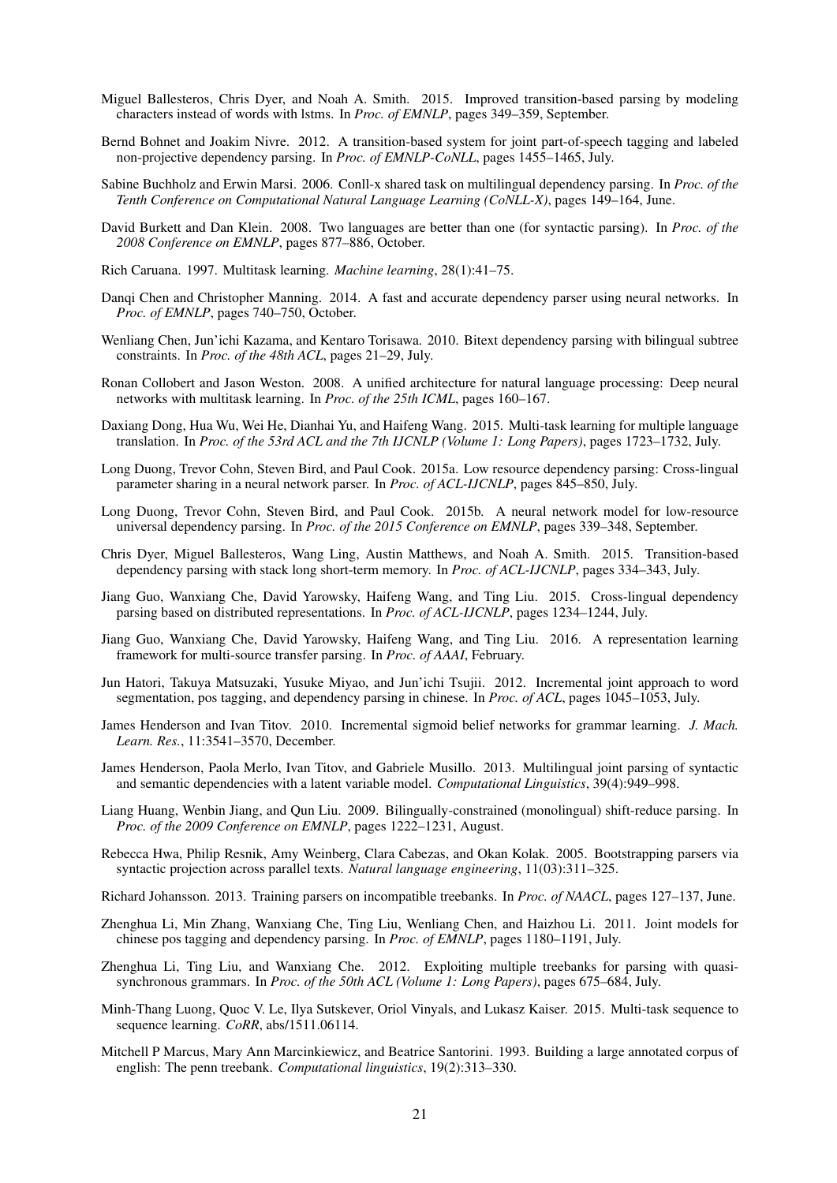Miguel Ballesteros, Chris Dyer, and Noah A. Smith. 2015. Improved transition-based parsing by modeling characters instead of words with lstms. In *Proc. of EMNLP*, pages 349–359, September.

Bernd Bohnet and Joakim Nivre. 2012. A transition-based system for joint part-of-speech tagging and labeled non-projective dependency parsing. In *Proc. of EMNLP-CoNLL*, pages 1455–1465, July.

Sabine Buchholz and Erwin Marsi. 2006. Conll-x shared task on multilingual dependency parsing. In *Proc. of the Tenth Conference on Computational Natural Language Learning (CoNLL-X)*, pages 149–164, June.

David Burkett and Dan Klein. 2008. Two languages are better than one (for syntactic parsing). In *Proc. of the 2008 Conference on EMNLP*, pages 877–886, October.

Rich Caruana. 1997. Multitask learning. *Machine learning*, 28(1):41–75.

Danqi Chen and Christopher Manning. 2014. A fast and accurate dependency parser using neural networks. In *Proc. of EMNLP*, pages 740–750, October.

Wenliang Chen, Jun'ichi Kazama, and Kentaro Torisawa. 2010. Bitext dependency parsing with bilingual subtree constraints. In *Proc. of the 48th ACL*, pages 21–29, July.

Ronan Collobert and Jason Weston. 2008. A unified architecture for natural language processing: Deep neural networks with multitask learning. In *Proc. of the 25th ICML*, pages 160–167.

Daxiang Dong, Hua Wu, Wei He, Dianhai Yu, and Haifeng Wang. 2015. Multi-task learning for multiple language translation. In *Proc. of the 53rd ACL and the 7th IJCNLP (Volume 1: Long Papers)*, pages 1723–1732, July.

Long Duong, Trevor Cohn, Steven Bird, and Paul Cook. 2015a. Low resource dependency parsing: Cross-lingual parameter sharing in a neural network parser. In *Proc. of ACL-IJCNLP*, pages 845–850, July.

Long Duong, Trevor Cohn, Steven Bird, and Paul Cook. 2015b. A neural network model for low-resource universal dependency parsing. In *Proc. of the 2015 Conference on EMNLP*, pages 339–348, September.

Chris Dyer, Miguel Ballesteros, Wang Ling, Austin Matthews, and Noah A. Smith. 2015. Transition-based dependency parsing with stack long short-term memory. In *Proc. of ACL-IJCNLP*, pages 334–343, July.

Jiang Guo, Wanxiang Che, David Yarowsky, Haifeng Wang, and Ting Liu. 2015. Cross-lingual dependency parsing based on distributed representations. In *Proc. of ACL-IJCNLP*, pages 1234–1244, July.

Jiang Guo, Wanxiang Che, David Yarowsky, Haifeng Wang, and Ting Liu. 2016. A representation learning framework for multi-source transfer parsing. In *Proc. of AAAI*, February.

Jun Hatori, Takuya Matsuzaki, Yusuke Miyao, and Jun'ichi Tsujii. 2012. Incremental joint approach to word segmentation, pos tagging, and dependency parsing in chinese. In *Proc. of ACL*, pages 1045–1053, July.

James Henderson and Ivan Titov. 2010. Incremental sigmoid belief networks for grammar learning. *J. Mach. Learn. Res.*, 11:3541–3570, December.

James Henderson, Paola Merlo, Ivan Titov, and Gabriele Musillo. 2013. Multilingual joint parsing of syntactic and semantic dependencies with a latent variable model. *Computational Linguistics*, 39(4):949–998.

Liang Huang, Wenbin Jiang, and Qun Liu. 2009. Bilingually-constrained (monolingual) shift-reduce parsing. In *Proc. of the 2009 Conference on EMNLP*, pages 1222–1231, August.

Rebecca Hwa, Philip Resnik, Amy Weinberg, Clara Cabezas, and Okan Kolak. 2005. Bootstrapping parsers via syntactic projection across parallel texts. *Natural language engineering*, 11(03):311–325.

Richard Johansson. 2013. Training parsers on incompatible treebanks. In *Proc. of NAACL*, pages 127–137, June.

Zhenghua Li, Min Zhang, Wanxiang Che, Ting Liu, Wenliang Chen, and Haizhou Li. 2011. Joint models for chinese pos tagging and dependency parsing. In *Proc. of EMNLP*, pages 1180–1191, July.

Zhenghua Li, Ting Liu, and Wanxiang Che. 2012. Exploiting multiple treebanks for parsing with quasi-synchronous grammars. In *Proc. of the 50th ACL (Volume 1: Long Papers)*, pages 675–684, July.

Minh-Thang Luong, Quoc V. Le, Ilya Sutskever, Oriol Vinyals, and Lukasz Kaiser. 2015. Multi-task sequence to sequence learning. *CoRR*, abs/1511.06114.

Mitchell P Marcus, Mary Ann Marcinkiewicz, and Beatrice Santorini. 1993. Building a large annotated corpus of english: The penn treebank. *Computational linguistics*, 19(2):313–330.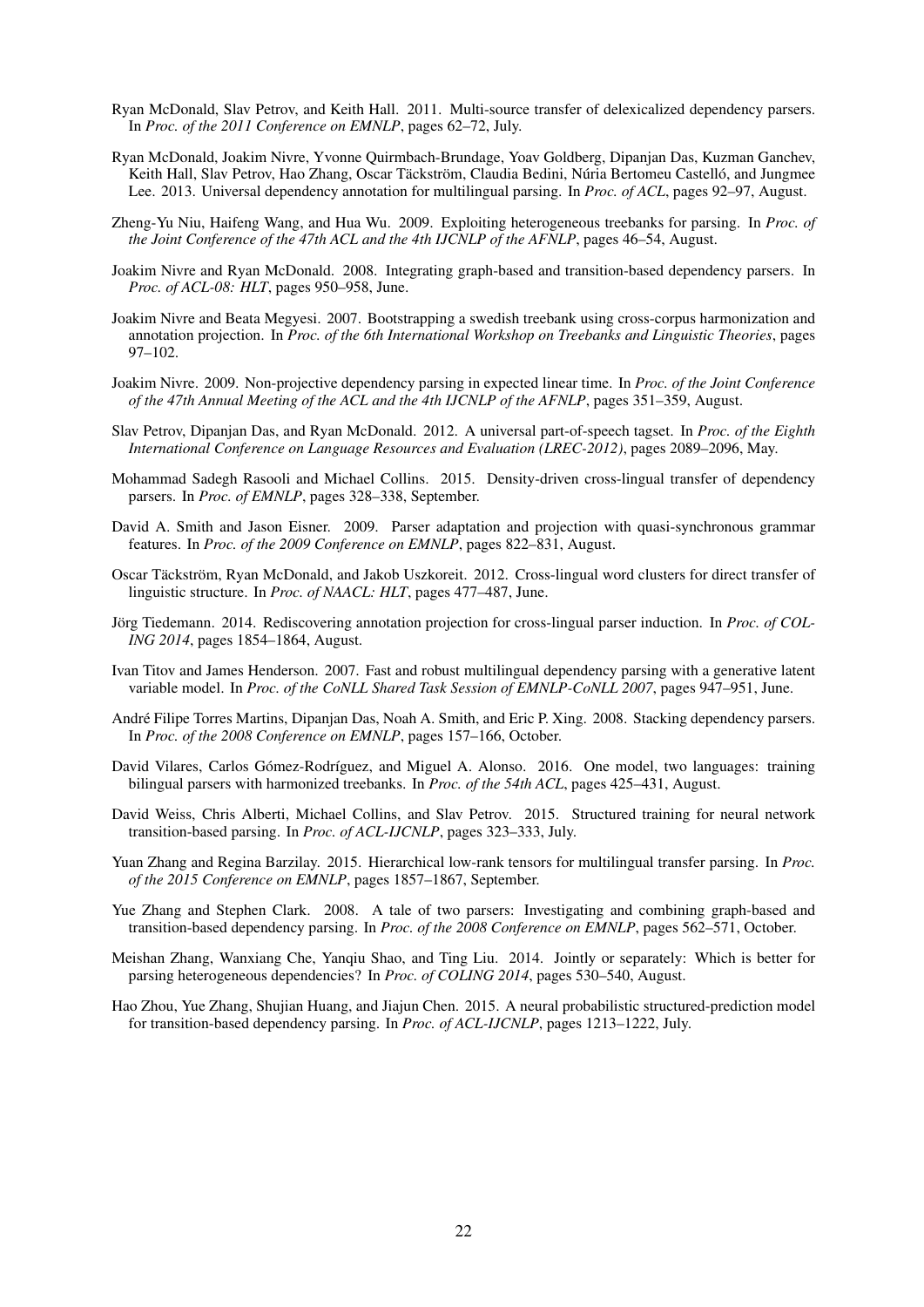Ryan McDonald, Slav Petrov, and Keith Hall. 2011. Multi-source transfer of delexicalized dependency parsers. In *Proc. of the 2011 Conference on EMNLP*, pages 62–72, July.

Ryan McDonald, Joakim Nivre, Yvonne Quirmbach-Brundage, Yoav Goldberg, Dipanjan Das, Kuzman Ganchev, Keith Hall, Slav Petrov, Hao Zhang, Oscar Täckström, Claudia Bedini, Núria Bertomeu Castelló, and Jungmee Lee. 2013. Universal dependency annotation for multilingual parsing. In *Proc. of ACL*, pages 92–97, August.

Zheng-Yu Niu, Haifeng Wang, and Hua Wu. 2009. Exploiting heterogeneous treebanks for parsing. In *Proc. of the Joint Conference of the 47th ACL and the 4th IJCNLP of the AFNLP*, pages 46–54, August.

Joakim Nivre and Ryan McDonald. 2008. Integrating graph-based and transition-based dependency parsers. In *Proc. of ACL-08: HLT*, pages 950–958, June.

Joakim Nivre and Beata Megyesi. 2007. Bootstrapping a swedish treebank using cross-corpus harmonization and annotation projection. In *Proc. of the 6th International Workshop on Treebanks and Linguistic Theories*, pages 97–102.

Joakim Nivre. 2009. Non-projective dependency parsing in expected linear time. In *Proc. of the Joint Conference of the 47th Annual Meeting of the ACL and the 4th IJCNLP of the AFNLP*, pages 351–359, August.

Slav Petrov, Dipanjan Das, and Ryan McDonald. 2012. A universal part-of-speech tagset. In *Proc. of the Eighth International Conference on Language Resources and Evaluation (LREC-2012)*, pages 2089–2096, May.

Mohammad Sadegh Rasooli and Michael Collins. 2015. Density-driven cross-lingual transfer of dependency parsers. In *Proc. of EMNLP*, pages 328–338, September.

David A. Smith and Jason Eisner. 2009. Parser adaptation and projection with quasi-synchronous grammar features. In *Proc. of the 2009 Conference on EMNLP*, pages 822–831, August.

Oscar Täckström, Ryan McDonald, and Jakob Uszkoreit. 2012. Cross-lingual word clusters for direct transfer of linguistic structure. In *Proc. of NAACL: HLT*, pages 477–487, June.

Jörg Tiedemann. 2014. Rediscovering annotation projection for cross-lingual parser induction. In *Proc. of COLING 2014*, pages 1854–1864, August.

Ivan Titov and James Henderson. 2007. Fast and robust multilingual dependency parsing with a generative latent variable model. In *Proc. of the CoNLL Shared Task Session of EMNLP-CoNLL 2007*, pages 947–951, June.

André Filipe Torres Martins, Dipanjan Das, Noah A. Smith, and Eric P. Xing. 2008. Stacking dependency parsers. In *Proc. of the 2008 Conference on EMNLP*, pages 157–166, October.

David Vilares, Carlos Gómez-Rodríguez, and Miguel A. Alonso. 2016. One model, two languages: training bilingual parsers with harmonized treebanks. In *Proc. of the 54th ACL*, pages 425–431, August.

David Weiss, Chris Alberti, Michael Collins, and Slav Petrov. 2015. Structured training for neural network transition-based parsing. In *Proc. of ACL-IJCNLP*, pages 323–333, July.

Yuan Zhang and Regina Barzilay. 2015. Hierarchical low-rank tensors for multilingual transfer parsing. In *Proc. of the 2015 Conference on EMNLP*, pages 1857–1867, September.

Yue Zhang and Stephen Clark. 2008. A tale of two parsers: Investigating and combining graph-based and transition-based dependency parsing. In *Proc. of the 2008 Conference on EMNLP*, pages 562–571, October.

Meishan Zhang, Wanxiang Che, Yanqiu Shao, and Ting Liu. 2014. Jointly or separately: Which is better for parsing heterogeneous dependencies? In *Proc. of COLING 2014*, pages 530–540, August.

Hao Zhou, Yue Zhang, Shujian Huang, and Jiajun Chen. 2015. A neural probabilistic structured-prediction model for transition-based dependency parsing. In *Proc. of ACL-IJCNLP*, pages 1213–1222, July.